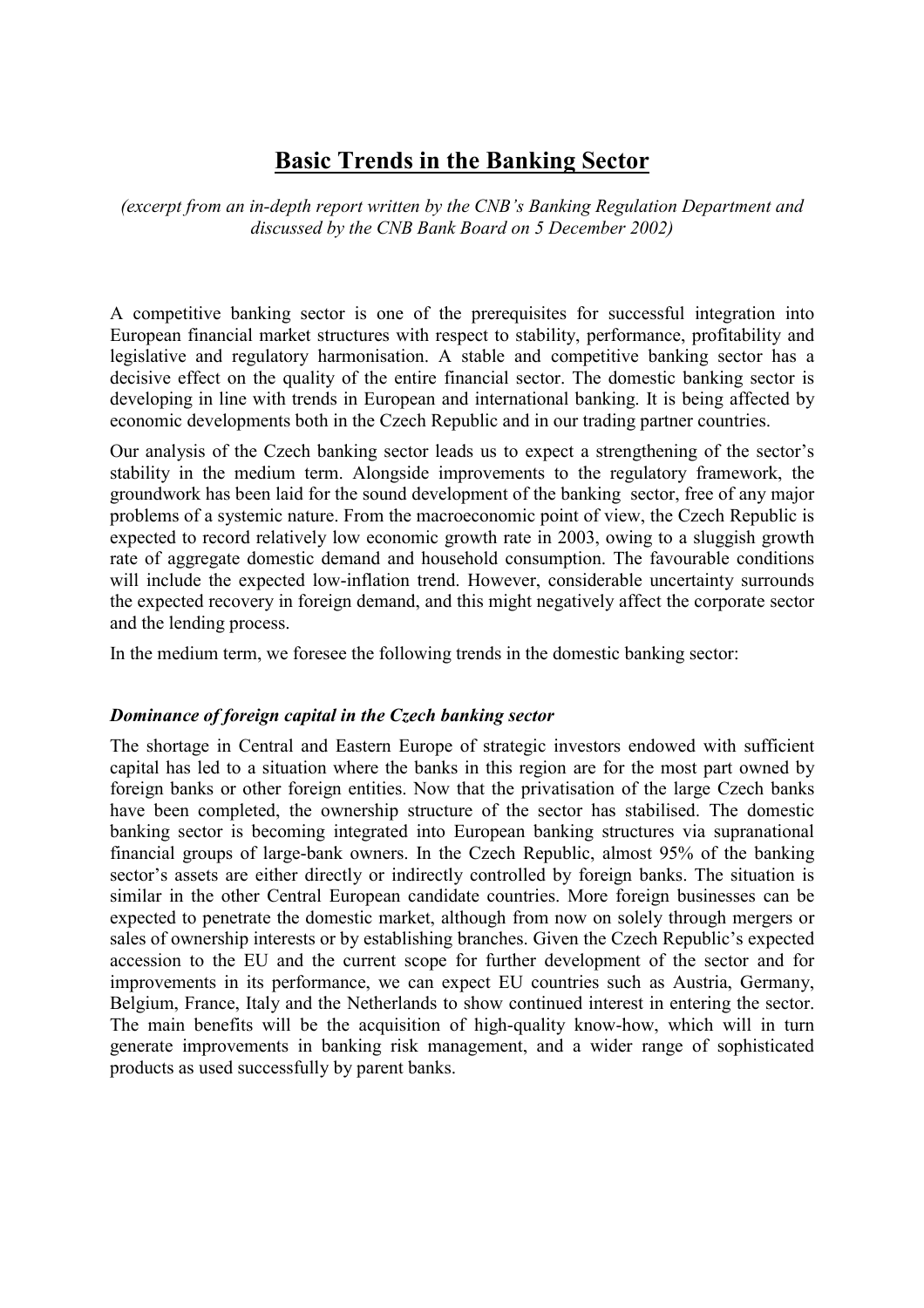# Basic Trends in the Banking Sector

*(excerpt from an in-depth report written by the CNB's Banking Regulation Department and discussed by the CNB Bank Board on 5 December 2002)*

A competitive banking sector is one of the prerequisites for successful integration into European financial market structures with respect to stability, performance, profitability and legislative and regulatory harmonisation. A stable and competitive banking sector has a decisive effect on the quality of the entire financial sector. The domestic banking sector is developing in line with trends in European and international banking. It is being affected by economic developments both in the Czech Republic and in our trading partner countries.

Our analysis of the Czech banking sector leads us to expect a strengthening of the sector's stability in the medium term. Alongside improvements to the regulatory framework, the groundwork has been laid for the sound development of the banking sector, free of any major problems of a systemic nature. From the macroeconomic point of view, the Czech Republic is expected to record relatively low economic growth rate in 2003, owing to a sluggish growth rate of aggregate domestic demand and household consumption. The favourable conditions will include the expected low-inflation trend. However, considerable uncertainty surrounds the expected recovery in foreign demand, and this might negatively affect the corporate sector and the lending process.

In the medium term, we foresee the following trends in the domestic banking sector:

### *Dominance of foreign capital in the Czech banking sector*

The shortage in Central and Eastern Europe of strategic investors endowed with sufficient capital has led to a situation where the banks in this region are for the most part owned by foreign banks or other foreign entities. Now that the privatisation of the large Czech banks have been completed, the ownership structure of the sector has stabilised. The domestic banking sector is becoming integrated into European banking structures via supranational financial groups of large-bank owners. In the Czech Republic, almost 95% of the banking sector's assets are either directly or indirectly controlled by foreign banks. The situation is similar in the other Central European candidate countries. More foreign businesses can be expected to penetrate the domestic market, although from now on solely through mergers or sales of ownership interests or by establishing branches. Given the Czech Republic's expected accession to the EU and the current scope for further development of the sector and for improvements in its performance, we can expect EU countries such as Austria, Germany, Belgium, France, Italy and the Netherlands to show continued interest in entering the sector. The main benefits will be the acquisition of high-quality know-how, which will in turn generate improvements in banking risk management, and a wider range of sophisticated products as used successfully by parent banks.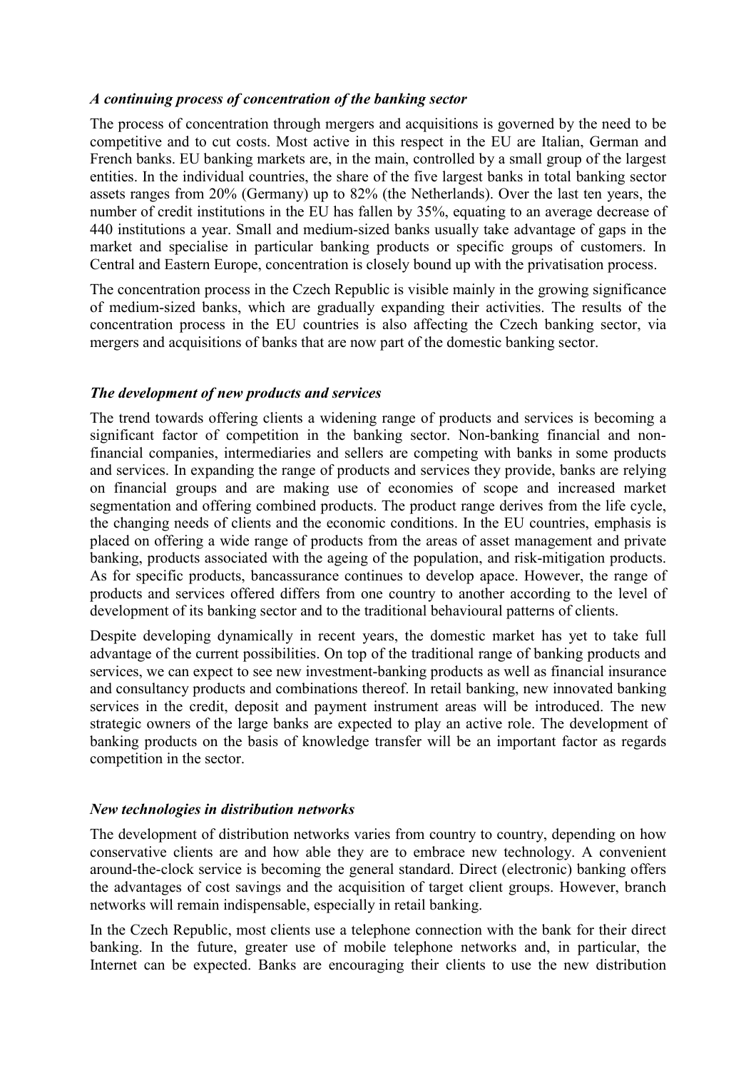### *A continuing process of concentration of the banking sector*

The process of concentration through mergers and acquisitions is governed by the need to be competitive and to cut costs. Most active in this respect in the EU are Italian, German and French banks. EU banking markets are, in the main, controlled by a small group of the largest entities. In the individual countries, the share of the five largest banks in total banking sector assets ranges from 20% (Germany) up to 82% (the Netherlands). Over the last ten years, the number of credit institutions in the EU has fallen by 35%, equating to an average decrease of 440 institutions a year. Small and medium-sized banks usually take advantage of gaps in the market and specialise in particular banking products or specific groups of customers. In Central and Eastern Europe, concentration is closely bound up with the privatisation process.

The concentration process in the Czech Republic is visible mainly in the growing significance of medium-sized banks, which are gradually expanding their activities. The results of the concentration process in the EU countries is also affecting the Czech banking sector, via mergers and acquisitions of banks that are now part of the domestic banking sector.

### *The development of new products and services*

The trend towards offering clients a widening range of products and services is becoming a significant factor of competition in the banking sector. Non-banking financial and non-financial companies, intermediaries and sellers are competing with banks in some products and services. In expanding the range of products and services they provide, banks are relying on financial groups and are making use of economies of scope and increased market segmentation and offering combined products. The product range derives from the life cycle, the changing needs of clients and the economic conditions. In the EU countries, emphasis is placed on offering a wide range of products from the areas of asset management and private banking, products associated with the ageing of the population, and risk-mitigation products. As for specific products, bancassurance continues to develop apace. However, the range of products and services offered differs from one country to another according to the level of development of its banking sector and to the traditional behavioural patterns of clients.

Despite developing dynamically in recent years, the domestic market has yet to take full advantage of the current possibilities. On top of the traditional range of banking products and services, we can expect to see new investment-banking products as well as financial insurance and consultancy products and combinations thereof. In retail banking, new innovated banking services in the credit, deposit and payment instrument areas will be introduced. The new strategic owners of the large banks are expected to play an active role. The development of banking products on the basis of knowledge transfer will be an important factor as regards competition in the sector.

### *New technologies in distribution networks*

The development of distribution networks varies from country to country, depending on how conservative clients are and how able they are to embrace new technology. A convenient around-the-clock service is becoming the general standard. Direct (electronic) banking offers the advantages of cost savings and the acquisition of target client groups. However, branch networks will remain indispensable, especially in retail banking.

In the Czech Republic, most clients use a telephone connection with the bank for their direct banking. In the future, greater use of mobile telephone networks and, in particular, the Internet can be expected. Banks are encouraging their clients to use the new distribution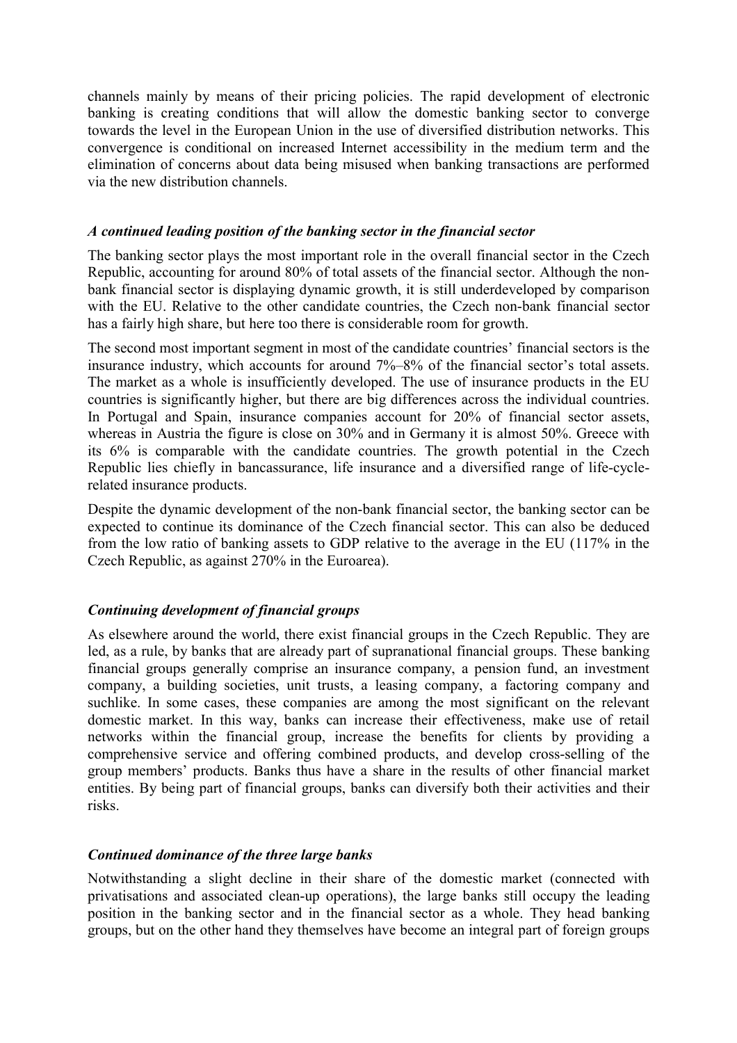channels mainly by means of their pricing policies. The rapid development of electronic banking is creating conditions that will allow the domestic banking sector to converge towards the level in the European Union in the use of diversified distribution networks. This convergence is conditional on increased Internet accessibility in the medium term and the elimination of concerns about data being misused when banking transactions are performed via the new distribution channels.

### *A continued leading position of the banking sector in the financial sector*

The banking sector plays the most important role in the overall financial sector in the Czech Republic, accounting for around 80% of total assets of the financial sector. Although the non-bank financial sector is displaying dynamic growth, it is still underdeveloped by comparison with the EU. Relative to the other candidate countries, the Czech non-bank financial sector has a fairly high share, but here too there is considerable room for growth.

The second most important segment in most of the candidate countries' financial sectors is the insurance industry, which accounts for around 7%–8% of the financial sector's total assets. The market as a whole is insufficiently developed. The use of insurance products in the EU countries is significantly higher, but there are big differences across the individual countries. In Portugal and Spain, insurance companies account for 20% of financial sector assets, whereas in Austria the figure is close on 30% and in Germany it is almost 50%. Greece with its 6% is comparable with the candidate countries. The growth potential in the Czech Republic lies chiefly in bancassurance, life insurance and a diversified range of life-cycle-related insurance products.

Despite the dynamic development of the non-bank financial sector, the banking sector can be expected to continue its dominance of the Czech financial sector. This can also be deduced from the low ratio of banking assets to GDP relative to the average in the EU (117% in the Czech Republic, as against 270% in the Euroarea).

### *Continuing development of financial groups*

As elsewhere around the world, there exist financial groups in the Czech Republic. They are led, as a rule, by banks that are already part of supranational financial groups. These banking financial groups generally comprise an insurance company, a pension fund, an investment company, a building societies, unit trusts, a leasing company, a factoring company and suchlike. In some cases, these companies are among the most significant on the relevant domestic market. In this way, banks can increase their effectiveness, make use of retail networks within the financial group, increase the benefits for clients by providing a comprehensive service and offering combined products, and develop cross-selling of the group members' products. Banks thus have a share in the results of other financial market entities. By being part of financial groups, banks can diversify both their activities and their risks.

### *Continued dominance of the three large banks*

Notwithstanding a slight decline in their share of the domestic market (connected with privatisations and associated clean-up operations), the large banks still occupy the leading position in the banking sector and in the financial sector as a whole. They head banking groups, but on the other hand they themselves have become an integral part of foreign groups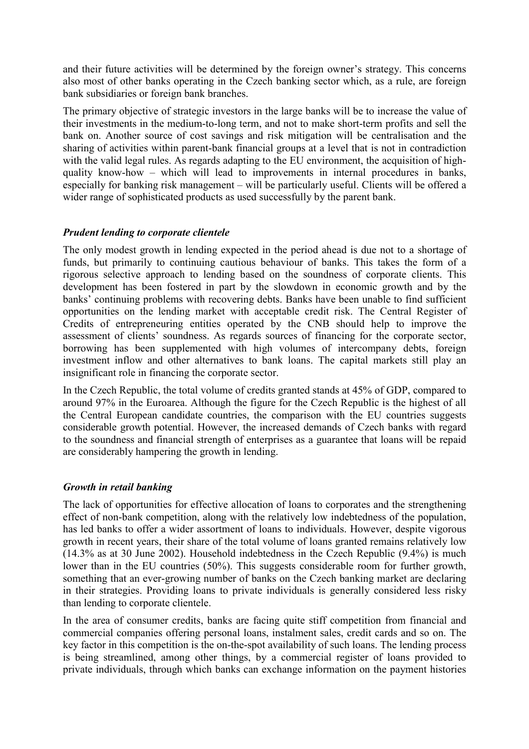and their future activities will be determined by the foreign owner's strategy. This concerns also most of other banks operating in the Czech banking sector which, as a rule, are foreign bank subsidiaries or foreign bank branches.

The primary objective of strategic investors in the large banks will be to increase the value of their investments in the medium-to-long term, and not to make short-term profits and sell the bank on. Another source of cost savings and risk mitigation will be centralisation and the sharing of activities within parent-bank financial groups at a level that is not in contradiction with the valid legal rules. As regards adapting to the EU environment, the acquisition of high-quality know-how – which will lead to improvements in internal procedures in banks, especially for banking risk management – will be particularly useful. Clients will be offered a wider range of sophisticated products as used successfully by the parent bank.

### *Prudent lending to corporate clientele*

The only modest growth in lending expected in the period ahead is due not to a shortage of funds, but primarily to continuing cautious behaviour of banks. This takes the form of a rigorous selective approach to lending based on the soundness of corporate clients. This development has been fostered in part by the slowdown in economic growth and by the banks' continuing problems with recovering debts. Banks have been unable to find sufficient opportunities on the lending market with acceptable credit risk. The Central Register of Credits of entrepreneuring entities operated by the CNB should help to improve the assessment of clients' soundness. As regards sources of financing for the corporate sector, borrowing has been supplemented with high volumes of intercompany debts, foreign investment inflow and other alternatives to bank loans. The capital markets still play an insignificant role in financing the corporate sector.

In the Czech Republic, the total volume of credits granted stands at 45% of GDP, compared to around 97% in the Euroarea. Although the figure for the Czech Republic is the highest of all the Central European candidate countries, the comparison with the EU countries suggests considerable growth potential. However, the increased demands of Czech banks with regard to the soundness and financial strength of enterprises as a guarantee that loans will be repaid are considerably hampering the growth in lending.

### *Growth in retail banking*

The lack of opportunities for effective allocation of loans to corporates and the strengthening effect of non-bank competition, along with the relatively low indebtedness of the population, has led banks to offer a wider assortment of loans to individuals. However, despite vigorous growth in recent years, their share of the total volume of loans granted remains relatively low (14.3% as at 30 June 2002). Household indebtedness in the Czech Republic (9.4%) is much lower than in the EU countries (50%). This suggests considerable room for further growth, something that an ever-growing number of banks on the Czech banking market are declaring in their strategies. Providing loans to private individuals is generally considered less risky than lending to corporate clientele.

In the area of consumer credits, banks are facing quite stiff competition from financial and commercial companies offering personal loans, instalment sales, credit cards and so on. The key factor in this competition is the on-the-spot availability of such loans. The lending process is being streamlined, among other things, by a commercial register of loans provided to private individuals, through which banks can exchange information on the payment histories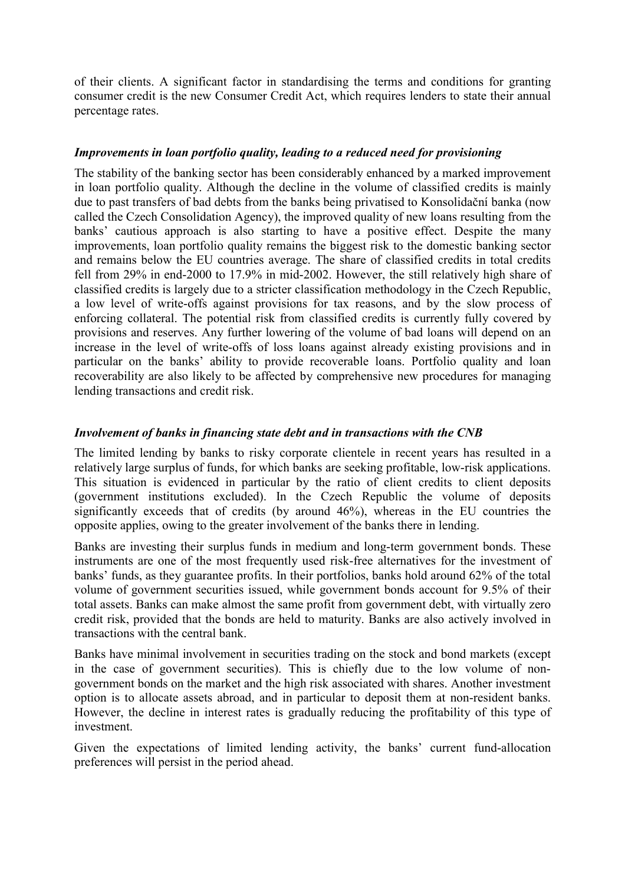of their clients. A significant factor in standardising the terms and conditions for granting consumer credit is the new Consumer Credit Act, which requires lenders to state their annual percentage rates.

### *Improvements in loan portfolio quality, leading to a reduced need for provisioning*

The stability of the banking sector has been considerably enhanced by a marked improvement in loan portfolio quality. Although the decline in the volume of classified credits is mainly due to past transfers of bad debts from the banks being privatised to Konsolidační banka (now called the Czech Consolidation Agency), the improved quality of new loans resulting from the banks' cautious approach is also starting to have a positive effect. Despite the many improvements, loan portfolio quality remains the biggest risk to the domestic banking sector and remains below the EU countries average. The share of classified credits in total credits fell from 29% in end-2000 to 17.9% in mid-2002. However, the still relatively high share of classified credits is largely due to a stricter classification methodology in the Czech Republic, a low level of write-offs against provisions for tax reasons, and by the slow process of enforcing collateral. The potential risk from classified credits is currently fully covered by provisions and reserves. Any further lowering of the volume of bad loans will depend on an increase in the level of write-offs of loss loans against already existing provisions and in particular on the banks' ability to provide recoverable loans. Portfolio quality and loan recoverability are also likely to be affected by comprehensive new procedures for managing lending transactions and credit risk.

### *Involvement of banks in financing state debt and in transactions with the CNB*

The limited lending by banks to risky corporate clientele in recent years has resulted in a relatively large surplus of funds, for which banks are seeking profitable, low-risk applications. This situation is evidenced in particular by the ratio of client credits to client deposits (government institutions excluded). In the Czech Republic the volume of deposits significantly exceeds that of credits (by around 46%), whereas in the EU countries the opposite applies, owing to the greater involvement of the banks there in lending.

Banks are investing their surplus funds in medium and long-term government bonds. These instruments are one of the most frequently used risk-free alternatives for the investment of banks' funds, as they guarantee profits. In their portfolios, banks hold around 62% of the total volume of government securities issued, while government bonds account for 9.5% of their total assets. Banks can make almost the same profit from government debt, with virtually zero credit risk, provided that the bonds are held to maturity. Banks are also actively involved in transactions with the central bank.

Banks have minimal involvement in securities trading on the stock and bond markets (except in the case of government securities). This is chiefly due to the low volume of non-government bonds on the market and the high risk associated with shares. Another investment option is to allocate assets abroad, and in particular to deposit them at non-resident banks. However, the decline in interest rates is gradually reducing the profitability of this type of investment.

Given the expectations of limited lending activity, the banks' current fund-allocation preferences will persist in the period ahead.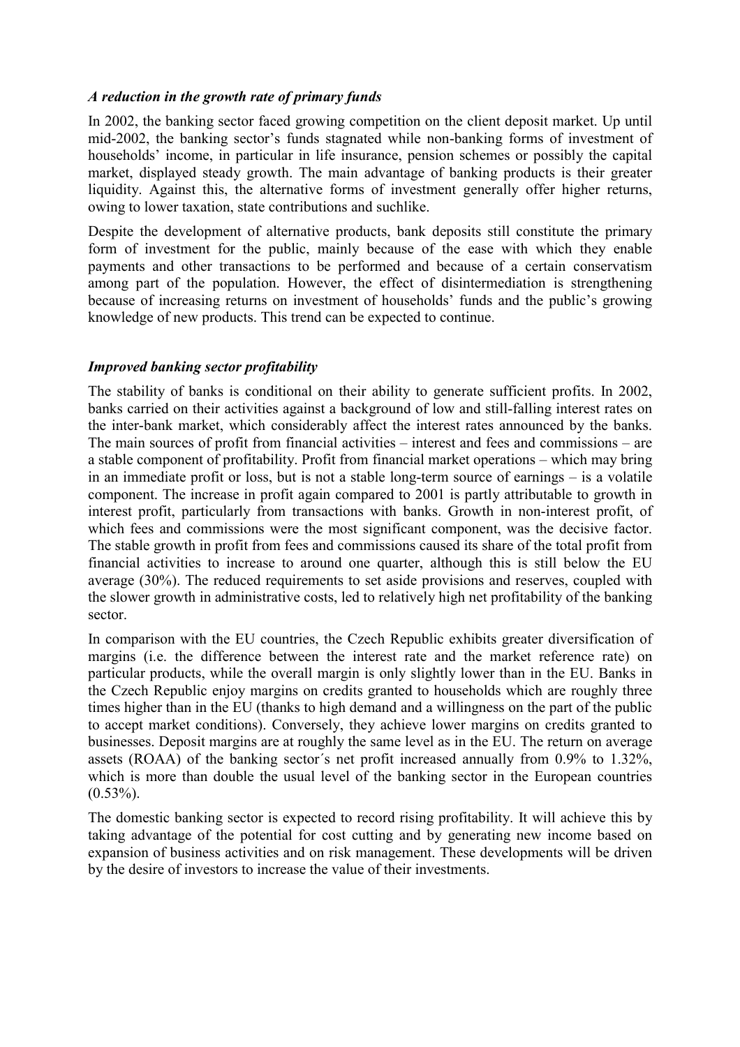### *A reduction in the growth rate of primary funds*

In 2002, the banking sector faced growing competition on the client deposit market. Up until mid-2002, the banking sector's funds stagnated while non-banking forms of investment of households' income, in particular in life insurance, pension schemes or possibly the capital market, displayed steady growth. The main advantage of banking products is their greater liquidity. Against this, the alternative forms of investment generally offer higher returns, owing to lower taxation, state contributions and suchlike.

Despite the development of alternative products, bank deposits still constitute the primary form of investment for the public, mainly because of the ease with which they enable payments and other transactions to be performed and because of a certain conservatism among part of the population. However, the effect of disintermediation is strengthening because of increasing returns on investment of households' funds and the public's growing knowledge of new products. This trend can be expected to continue.

### *Improved banking sector profitability*

The stability of banks is conditional on their ability to generate sufficient profits. In 2002, banks carried on their activities against a background of low and still-falling interest rates on the inter-bank market, which considerably affect the interest rates announced by the banks. The main sources of profit from financial activities – interest and fees and commissions – are a stable component of profitability. Profit from financial market operations – which may bring in an immediate profit or loss, but is not a stable long-term source of earnings – is a volatile component. The increase in profit again compared to 2001 is partly attributable to growth in interest profit, particularly from transactions with banks. Growth in non-interest profit, of which fees and commissions were the most significant component, was the decisive factor. The stable growth in profit from fees and commissions caused its share of the total profit from financial activities to increase to around one quarter, although this is still below the EU average (30%). The reduced requirements to set aside provisions and reserves, coupled with the slower growth in administrative costs, led to relatively high net profitability of the banking sector.

In comparison with the EU countries, the Czech Republic exhibits greater diversification of margins (i.e. the difference between the interest rate and the market reference rate) on particular products, while the overall margin is only slightly lower than in the EU. Banks in the Czech Republic enjoy margins on credits granted to households which are roughly three times higher than in the EU (thanks to high demand and a willingness on the part of the public to accept market conditions). Conversely, they achieve lower margins on credits granted to businesses. Deposit margins are at roughly the same level as in the EU. The return on average assets (ROAA) of the banking sector´s net profit increased annually from 0.9% to 1.32%, which is more than double the usual level of the banking sector in the European countries (0.53%).

The domestic banking sector is expected to record rising profitability. It will achieve this by taking advantage of the potential for cost cutting and by generating new income based on expansion of business activities and on risk management. These developments will be driven by the desire of investors to increase the value of their investments.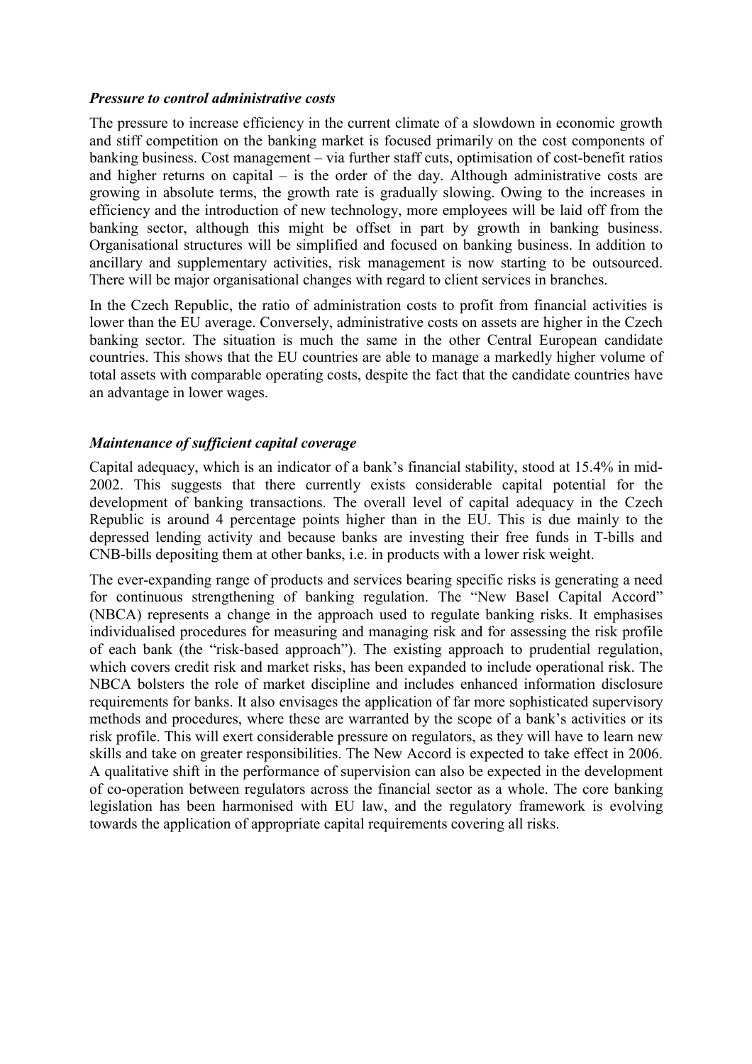### *Pressure to control administrative costs*

The pressure to increase efficiency in the current climate of a slowdown in economic growth and stiff competition on the banking market is focused primarily on the cost components of banking business. Cost management – via further staff cuts, optimisation of cost-benefit ratios and higher returns on capital – is the order of the day. Although administrative costs are growing in absolute terms, the growth rate is gradually slowing. Owing to the increases in efficiency and the introduction of new technology, more employees will be laid off from the banking sector, although this might be offset in part by growth in banking business. Organisational structures will be simplified and focused on banking business. In addition to ancillary and supplementary activities, risk management is now starting to be outsourced. There will be major organisational changes with regard to client services in branches.

In the Czech Republic, the ratio of administration costs to profit from financial activities is lower than the EU average. Conversely, administrative costs on assets are higher in the Czech banking sector. The situation is much the same in the other Central European candidate countries. This shows that the EU countries are able to manage a markedly higher volume of total assets with comparable operating costs, despite the fact that the candidate countries have an advantage in lower wages.

### *Maintenance of sufficient capital coverage*

Capital adequacy, which is an indicator of a bank's financial stability, stood at 15.4% in mid-2002. This suggests that there currently exists considerable capital potential for the development of banking transactions. The overall level of capital adequacy in the Czech Republic is around 4 percentage points higher than in the EU. This is due mainly to the depressed lending activity and because banks are investing their free funds in T-bills and CNB-bills depositing them at other banks, i.e. in products with a lower risk weight.

The ever-expanding range of products and services bearing specific risks is generating a need for continuous strengthening of banking regulation. The "New Basel Capital Accord" (NBCA) represents a change in the approach used to regulate banking risks. It emphasises individualised procedures for measuring and managing risk and for assessing the risk profile of each bank (the "risk-based approach"). The existing approach to prudential regulation, which covers credit risk and market risks, has been expanded to include operational risk. The NBCA bolsters the role of market discipline and includes enhanced information disclosure requirements for banks. It also envisages the application of far more sophisticated supervisory methods and procedures, where these are warranted by the scope of a bank's activities or its risk profile. This will exert considerable pressure on regulators, as they will have to learn new skills and take on greater responsibilities. The New Accord is expected to take effect in 2006. A qualitative shift in the performance of supervision can also be expected in the development of co-operation between regulators across the financial sector as a whole. The core banking legislation has been harmonised with EU law, and the regulatory framework is evolving towards the application of appropriate capital requirements covering all risks.